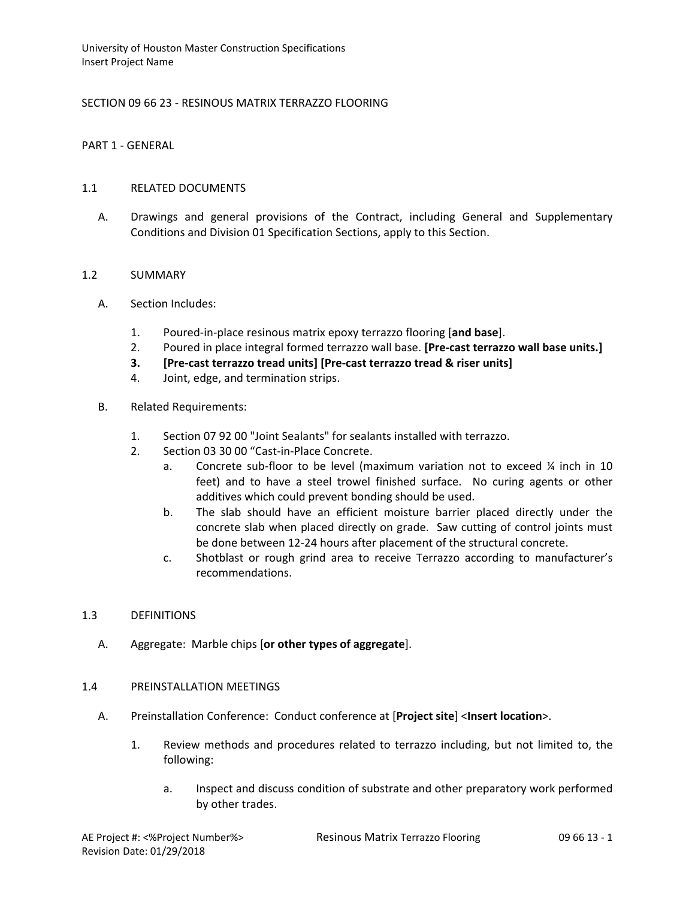## SECTION 09 66 23 - RESINOUS MATRIX TERRAZZO FLOORING

### PART 1 - GENERAL

#### 1.1 RELATED DOCUMENTS

A. Drawings and general provisions of the Contract, including General and Supplementary Conditions and Division 01 Specification Sections, apply to this Section.

#### 1.2 SUMMARY

A. Section Includes:

1. Poured-in-place resinous matrix epoxy terrazzo flooring [**and base**].
2. Poured in place integral formed terrazzo wall base. **[Pre-cast terrazzo wall base units.]**
3. **[Pre-cast terrazzo tread units] [Pre-cast terrazzo tread & riser units]**
4. Joint, edge, and termination strips.

B. Related Requirements:

1. Section 07 92 00 "Joint Sealants" for sealants installed with terrazzo.
2. Section 03 30 00 "Cast-in-Place Concrete.
   a. Concrete sub-floor to be level (maximum variation not to exceed ¼ inch in 10 feet) and to have a steel trowel finished surface. No curing agents or other additives which could prevent bonding should be used.
   b. The slab should have an efficient moisture barrier placed directly under the concrete slab when placed directly on grade. Saw cutting of control joints must be done between 12-24 hours after placement of the structural concrete.
   c. Shotblast or rough grind area to receive Terrazzo according to manufacturer's recommendations.

#### 1.3 DEFINITIONS

A. Aggregate: Marble chips [**or other types of aggregate**].

#### 1.4 PREINSTALLATION MEETINGS

A. Preinstallation Conference: Conduct conference at [**Project site**] <**Insert location**>.

1. Review methods and procedures related to terrazzo including, but not limited to, the following:
   a. Inspect and discuss condition of substrate and other preparatory work performed by other trades.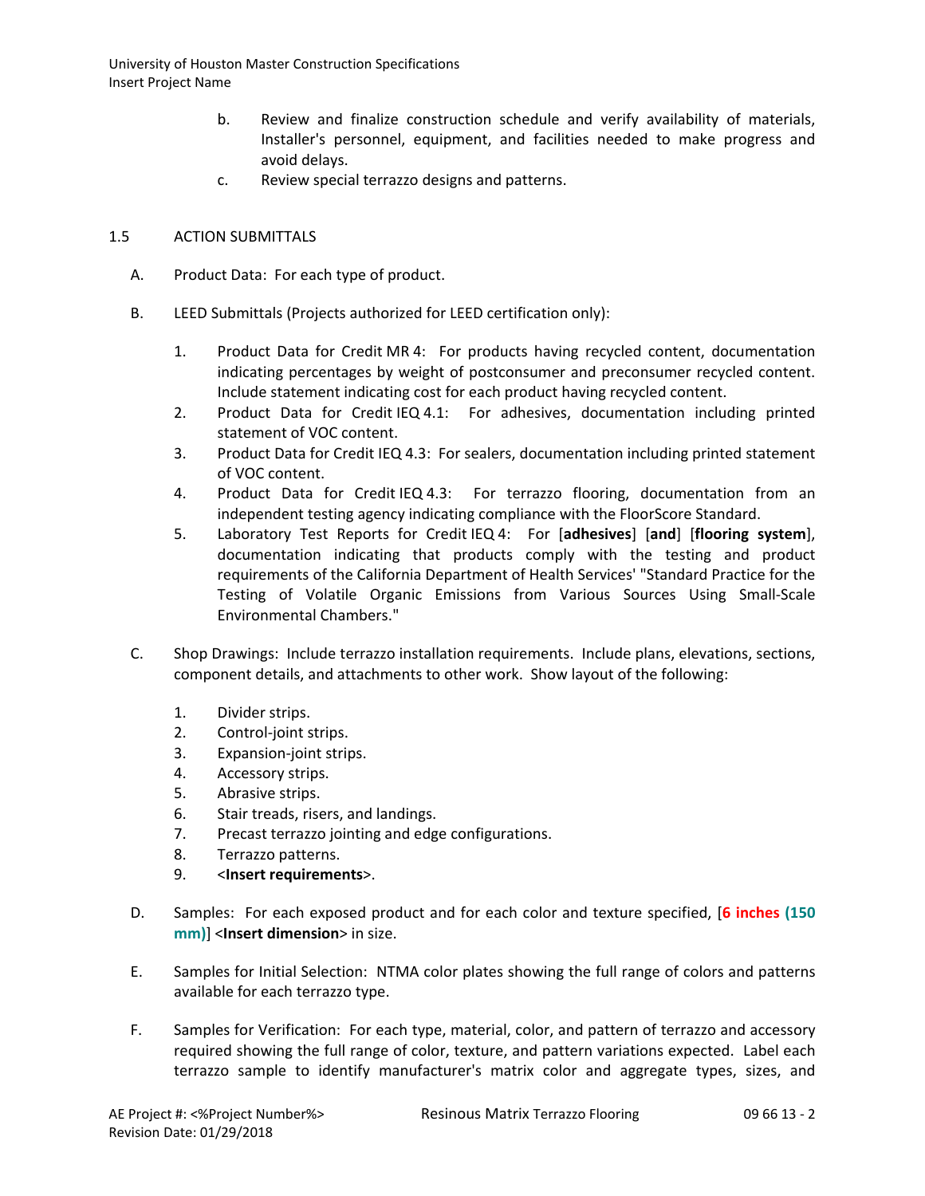b. Review and finalize construction schedule and verify availability of materials, Installer's personnel, equipment, and facilities needed to make progress and avoid delays.

c. Review special terrazzo designs and patterns.

## 1.5 ACTION SUBMITTALS

A. Product Data: For each type of product.

B. LEED Submittals (Projects authorized for LEED certification only):

1. Product Data for Credit MR 4: For products having recycled content, documentation indicating percentages by weight of postconsumer and preconsumer recycled content. Include statement indicating cost for each product having recycled content.
2. Product Data for Credit IEQ 4.1: For adhesives, documentation including printed statement of VOC content.
3. Product Data for Credit IEQ 4.3: For sealers, documentation including printed statement of VOC content.
4. Product Data for Credit IEQ 4.3: For terrazzo flooring, documentation from an independent testing agency indicating compliance with the FloorScore Standard.
5. Laboratory Test Reports for Credit IEQ 4: For [**adhesives**] [**and**] [**flooring system**], documentation indicating that products comply with the testing and product requirements of the California Department of Health Services' "Standard Practice for the Testing of Volatile Organic Emissions from Various Sources Using Small-Scale Environmental Chambers."

C. Shop Drawings: Include terrazzo installation requirements. Include plans, elevations, sections, component details, and attachments to other work. Show layout of the following:

1. Divider strips.
2. Control-joint strips.
3. Expansion-joint strips.
4. Accessory strips.
5. Abrasive strips.
6. Stair treads, risers, and landings.
7. Precast terrazzo jointing and edge configurations.
8. Terrazzo patterns.
9. <**Insert requirements**>.

D. Samples: For each exposed product and for each color and texture specified, [**6 inches (150 mm)**] <**Insert dimension**> in size.

E. Samples for Initial Selection: NTMA color plates showing the full range of colors and patterns available for each terrazzo type.

F. Samples for Verification: For each type, material, color, and pattern of terrazzo and accessory required showing the full range of color, texture, and pattern variations expected. Label each terrazzo sample to identify manufacturer's matrix color and aggregate types, sizes, and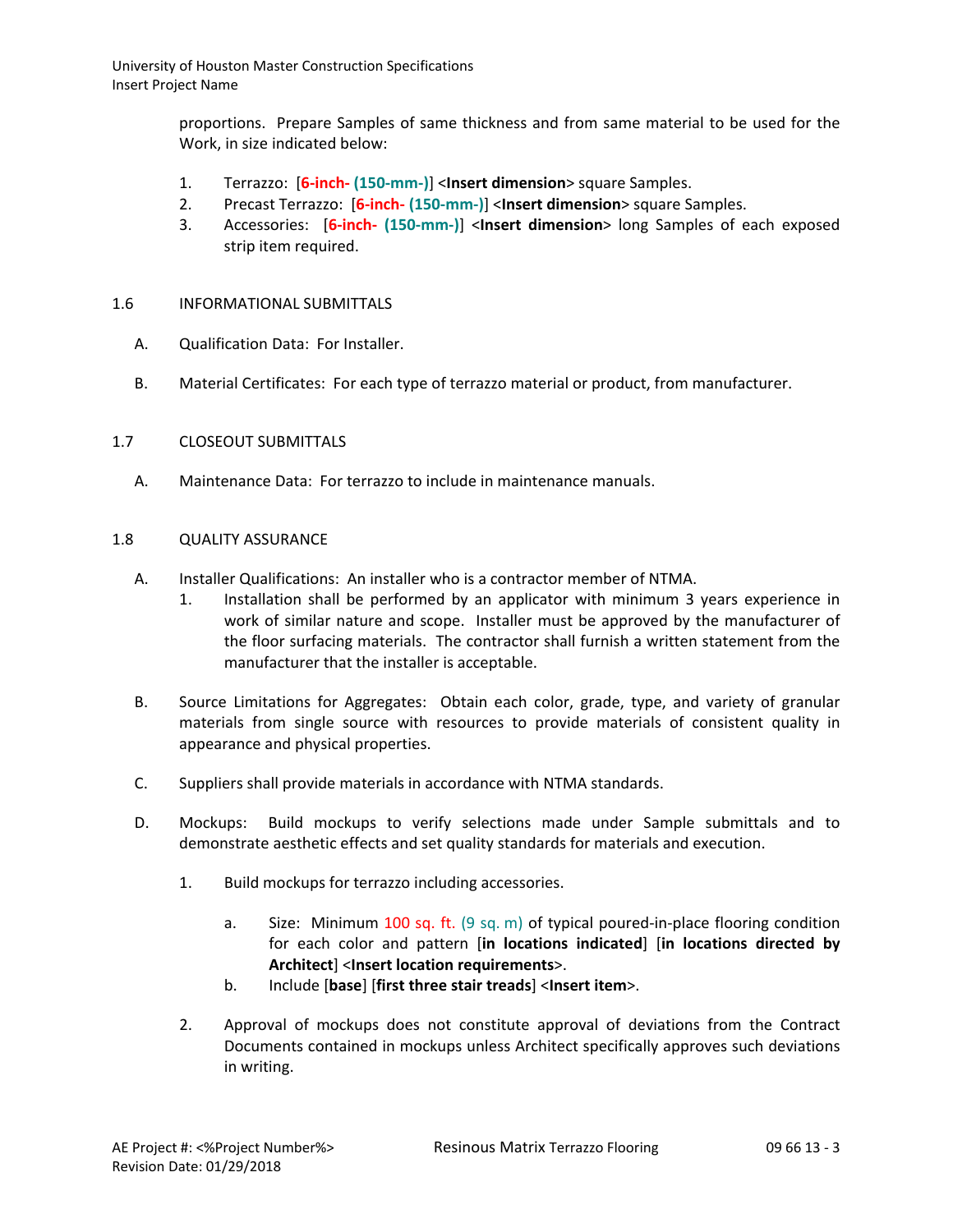proportions. Prepare Samples of same thickness and from same material to be used for the Work, in size indicated below:

1. Terrazzo: [**6-inch- (150-mm-)**] <**Insert dimension**> square Samples.
2. Precast Terrazzo: [**6-inch- (150-mm-)**] <**Insert dimension**> square Samples.
3. Accessories: [**6-inch- (150-mm-)**] <**Insert dimension**> long Samples of each exposed strip item required.

## 1.6 INFORMATIONAL SUBMITTALS

A. Qualification Data: For Installer.

B. Material Certificates: For each type of terrazzo material or product, from manufacturer.

## 1.7 CLOSEOUT SUBMITTALS

A. Maintenance Data: For terrazzo to include in maintenance manuals.

## 1.8 QUALITY ASSURANCE

A. Installer Qualifications: An installer who is a contractor member of NTMA.
   1. Installation shall be performed by an applicator with minimum 3 years experience in work of similar nature and scope. Installer must be approved by the manufacturer of the floor surfacing materials. The contractor shall furnish a written statement from the manufacturer that the installer is acceptable.

B. Source Limitations for Aggregates: Obtain each color, grade, type, and variety of granular materials from single source with resources to provide materials of consistent quality in appearance and physical properties.

C. Suppliers shall provide materials in accordance with NTMA standards.

D. Mockups: Build mockups to verify selections made under Sample submittals and to demonstrate aesthetic effects and set quality standards for materials and execution.

   1. Build mockups for terrazzo including accessories.

      a. Size: Minimum 100 sq. ft. (9 sq. m) of typical poured-in-place flooring condition for each color and pattern [**in locations indicated**] [**in locations directed by Architect**] <**Insert location requirements**>.
      b. Include [**base**] [**first three stair treads**] <**Insert item**>.

   2. Approval of mockups does not constitute approval of deviations from the Contract Documents contained in mockups unless Architect specifically approves such deviations in writing.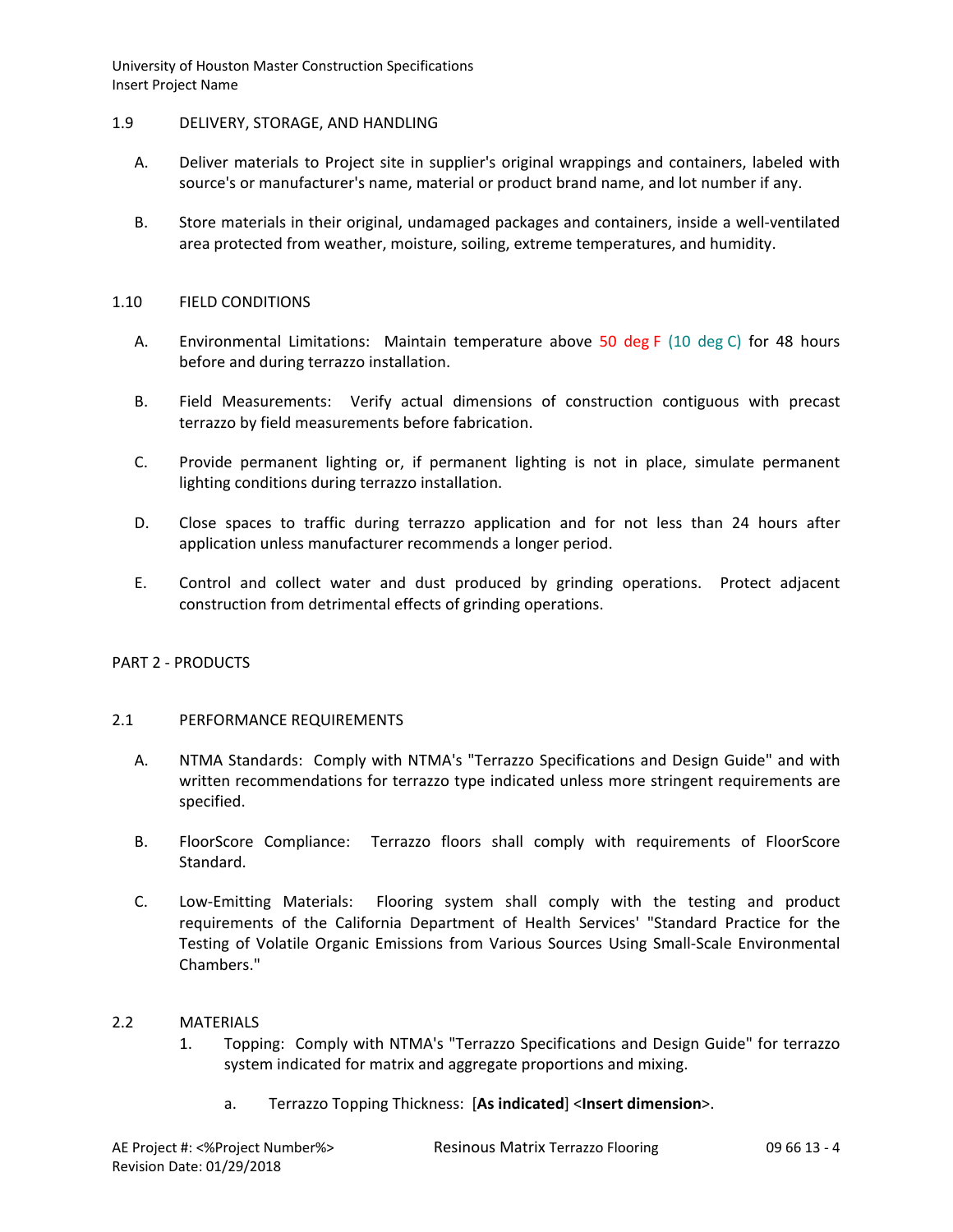## 1.9 DELIVERY, STORAGE, AND HANDLING

A. Deliver materials to Project site in supplier's original wrappings and containers, labeled with source's or manufacturer's name, material or product brand name, and lot number if any.

B. Store materials in their original, undamaged packages and containers, inside a well-ventilated area protected from weather, moisture, soiling, extreme temperatures, and humidity.

## 1.10 FIELD CONDITIONS

A. Environmental Limitations: Maintain temperature above 50 deg F (10 deg C) for 48 hours before and during terrazzo installation.

B. Field Measurements: Verify actual dimensions of construction contiguous with precast terrazzo by field measurements before fabrication.

C. Provide permanent lighting or, if permanent lighting is not in place, simulate permanent lighting conditions during terrazzo installation.

D. Close spaces to traffic during terrazzo application and for not less than 24 hours after application unless manufacturer recommends a longer period.

E. Control and collect water and dust produced by grinding operations. Protect adjacent construction from detrimental effects of grinding operations.

# PART 2 - PRODUCTS

## 2.1 PERFORMANCE REQUIREMENTS

A. NTMA Standards: Comply with NTMA's "Terrazzo Specifications and Design Guide" and with written recommendations for terrazzo type indicated unless more stringent requirements are specified.

B. FloorScore Compliance: Terrazzo floors shall comply with requirements of FloorScore Standard.

C. Low-Emitting Materials: Flooring system shall comply with the testing and product requirements of the California Department of Health Services' "Standard Practice for the Testing of Volatile Organic Emissions from Various Sources Using Small-Scale Environmental Chambers."

## 2.2 MATERIALS

1. Topping: Comply with NTMA's "Terrazzo Specifications and Design Guide" for terrazzo system indicated for matrix and aggregate proportions and mixing.

   a. Terrazzo Topping Thickness: [**As indicated**] <**Insert dimension**>.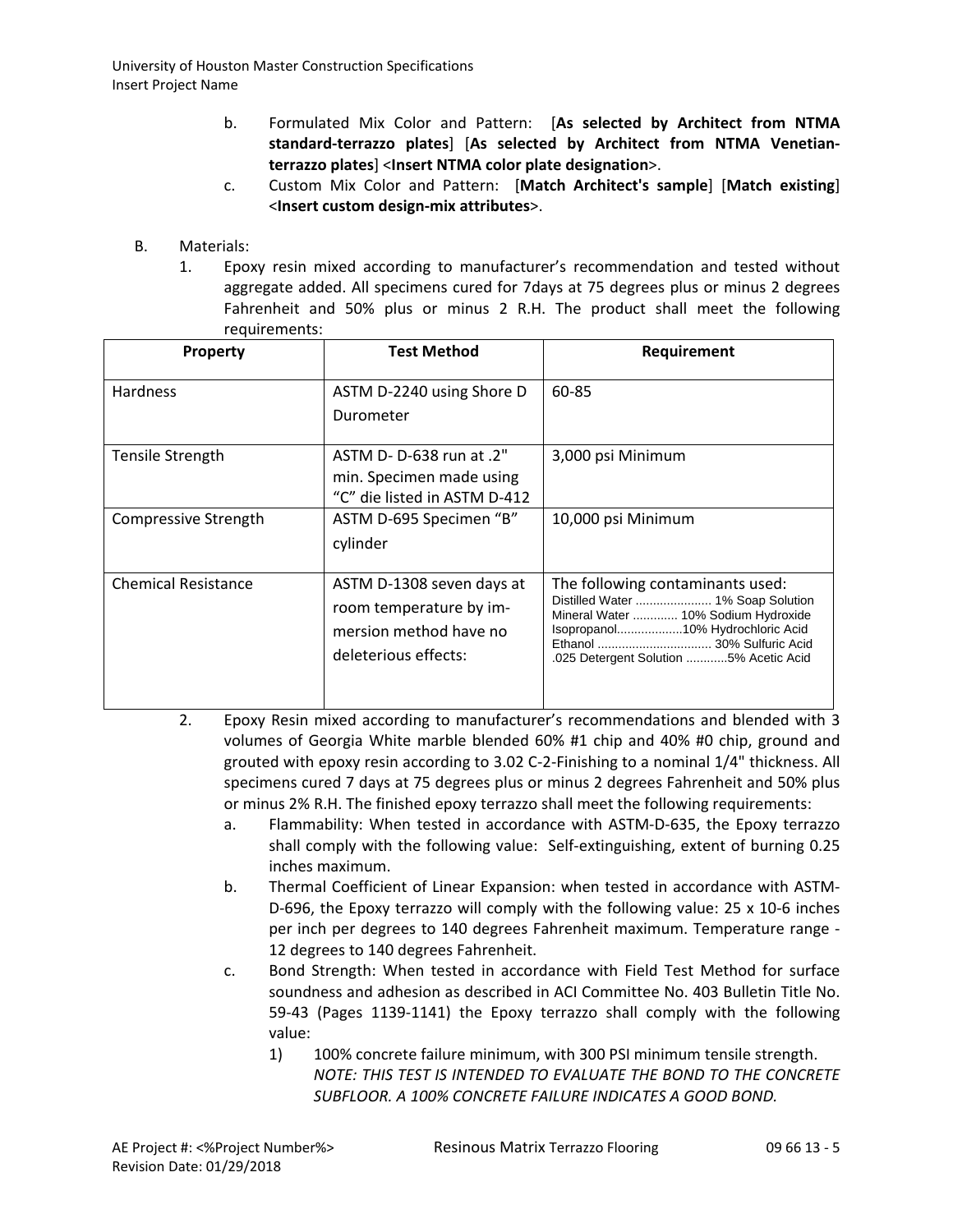b. Formulated Mix Color and Pattern: [**As selected by Architect from NTMA standard-terrazzo plates**] [**As selected by Architect from NTMA Venetian-terrazzo plates**] <**Insert NTMA color plate designation**>.

c. Custom Mix Color and Pattern: [**Match Architect's sample**] [**Match existing**] <**Insert custom design-mix attributes**>.

B. Materials:

1. Epoxy resin mixed according to manufacturer's recommendation and tested without aggregate added. All specimens cured for 7days at 75 degrees plus or minus 2 degrees Fahrenheit and 50% plus or minus 2 R.H. The product shall meet the following requirements:

| Property | Test Method | Requirement |
|---|---|---|
| Hardness | ASTM D-2240 using Shore D Durometer | 60-85 |
| Tensile Strength | ASTM D- D-638 run at .2" min. Specimen made using "C" die listed in ASTM D-412 | 3,000 psi Minimum |
| Compressive Strength | ASTM D-695 Specimen "B" cylinder | 10,000 psi Minimum |
| Chemical Resistance | ASTM D-1308 seven days at room temperature by im-mersion method have no deleterious effects: | The following contaminants used:<br>Distilled Water ...................... 1% Soap Solution<br>Mineral Water ............. 10% Sodium Hydroxide<br>Isopropanol...................10% Hydrochloric Acid<br>Ethanol ................................ 30% Sulfuric Acid<br>.025 Detergent Solution ............5% Acetic Acid |

2. Epoxy Resin mixed according to manufacturer's recommendations and blended with 3 volumes of Georgia White marble blended 60% #1 chip and 40% #0 chip, ground and grouted with epoxy resin according to 3.02 C-2-Finishing to a nominal 1/4" thickness. All specimens cured 7 days at 75 degrees plus or minus 2 degrees Fahrenheit and 50% plus or minus 2% R.H. The finished epoxy terrazzo shall meet the following requirements:

   a. Flammability: When tested in accordance with ASTM-D-635, the Epoxy terrazzo shall comply with the following value: Self-extinguishing, extent of burning 0.25 inches maximum.

   b. Thermal Coefficient of Linear Expansion: when tested in accordance with ASTM-D-696, the Epoxy terrazzo will comply with the following value: 25 x 10-6 inches per inch per degrees to 140 degrees Fahrenheit maximum. Temperature range -12 degrees to 140 degrees Fahrenheit.

   c. Bond Strength: When tested in accordance with Field Test Method for surface soundness and adhesion as described in ACI Committee No. 403 Bulletin Title No. 59-43 (Pages 1139-1141) the Epoxy terrazzo shall comply with the following value:

      1) 100% concrete failure minimum, with 300 PSI minimum tensile strength.
      *NOTE: THIS TEST IS INTENDED TO EVALUATE THE BOND TO THE CONCRETE SUBFLOOR. A 100% CONCRETE FAILURE INDICATES A GOOD BOND.*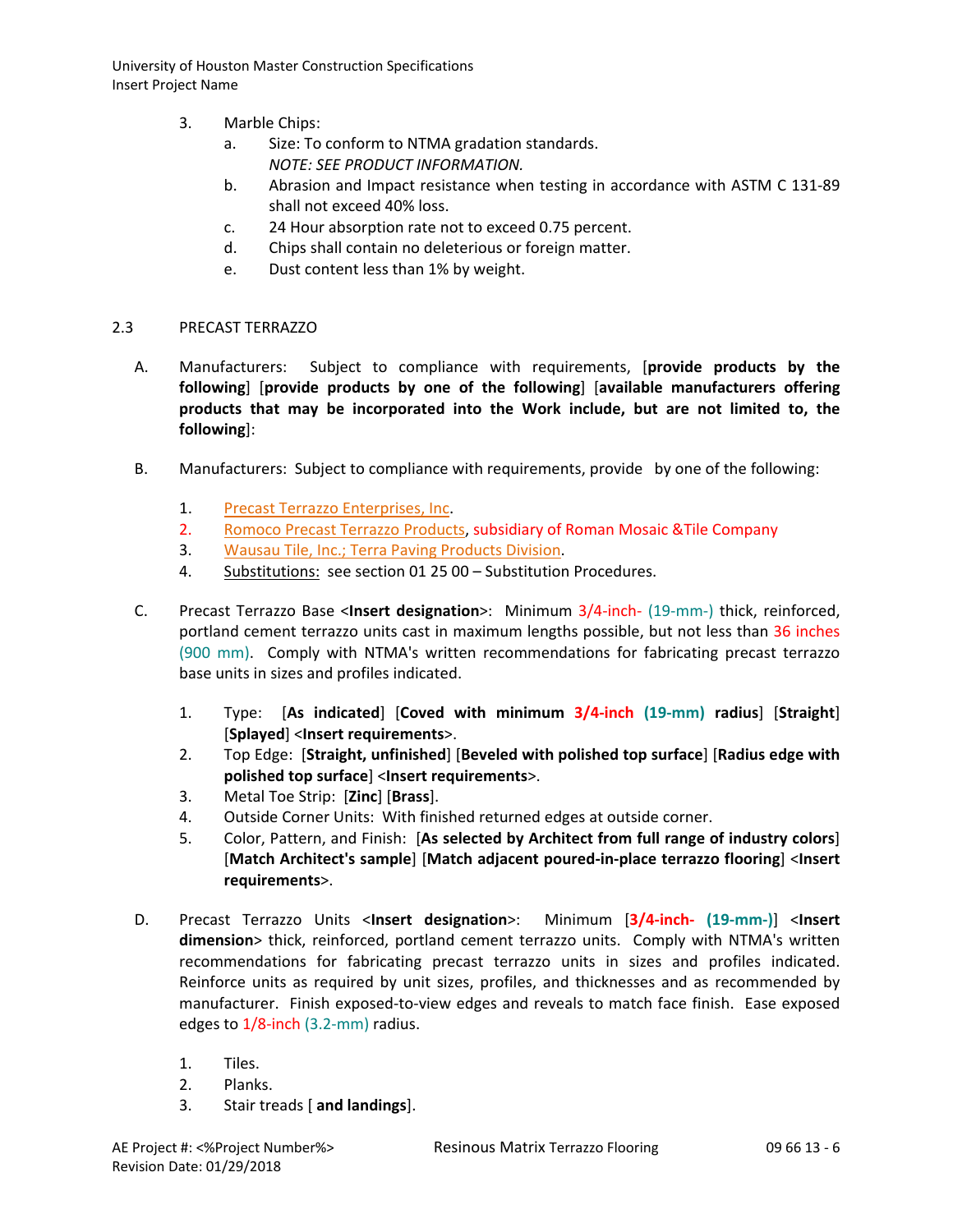3. Marble Chips:
    a. Size: To conform to NTMA gradation standards.
       *NOTE: SEE PRODUCT INFORMATION.*
    b. Abrasion and Impact resistance when testing in accordance with ASTM C 131-89 shall not exceed 40% loss.
    c. 24 Hour absorption rate not to exceed 0.75 percent.
    d. Chips shall contain no deleterious or foreign matter.
    e. Dust content less than 1% by weight.

## 2.3 PRECAST TERRAZZO

A. Manufacturers: Subject to compliance with requirements, [**provide products by the following**] [**provide products by one of the following**] [**available manufacturers offering products that may be incorporated into the Work include, but are not limited to, the following**]:

B. Manufacturers: Subject to compliance with requirements, provide by one of the following:

1. Precast Terrazzo Enterprises, Inc.
2. Romoco Precast Terrazzo Products, subsidiary of Roman Mosaic &Tile Company
3. Wausau Tile, Inc.; Terra Paving Products Division.
4. Substitutions: see section 01 25 00 – Substitution Procedures.

C. Precast Terrazzo Base <**Insert designation**>: Minimum 3/4-inch- (19-mm-) thick, reinforced, portland cement terrazzo units cast in maximum lengths possible, but not less than 36 inches (900 mm). Comply with NTMA's written recommendations for fabricating precast terrazzo base units in sizes and profiles indicated.

1. Type: [**As indicated**] [**Coved with minimum 3/4-inch (19-mm) radius**] [**Straight**] [**Splayed**] <**Insert requirements**>.
2. Top Edge: [**Straight, unfinished**] [**Beveled with polished top surface**] [**Radius edge with polished top surface**] <**Insert requirements**>.
3. Metal Toe Strip: [**Zinc**] [**Brass**].
4. Outside Corner Units: With finished returned edges at outside corner.
5. Color, Pattern, and Finish: [**As selected by Architect from full range of industry colors**] [**Match Architect's sample**] [**Match adjacent poured-in-place terrazzo flooring**] <**Insert requirements**>.

D. Precast Terrazzo Units <**Insert designation**>: Minimum [**3/4-inch- (19-mm-)**] <**Insert dimension**> thick, reinforced, portland cement terrazzo units. Comply with NTMA's written recommendations for fabricating precast terrazzo units in sizes and profiles indicated. Reinforce units as required by unit sizes, profiles, and thicknesses and as recommended by manufacturer. Finish exposed-to-view edges and reveals to match face finish. Ease exposed edges to 1/8-inch (3.2-mm) radius.

1. Tiles.
2. Planks.
3. Stair treads [ **and landings**].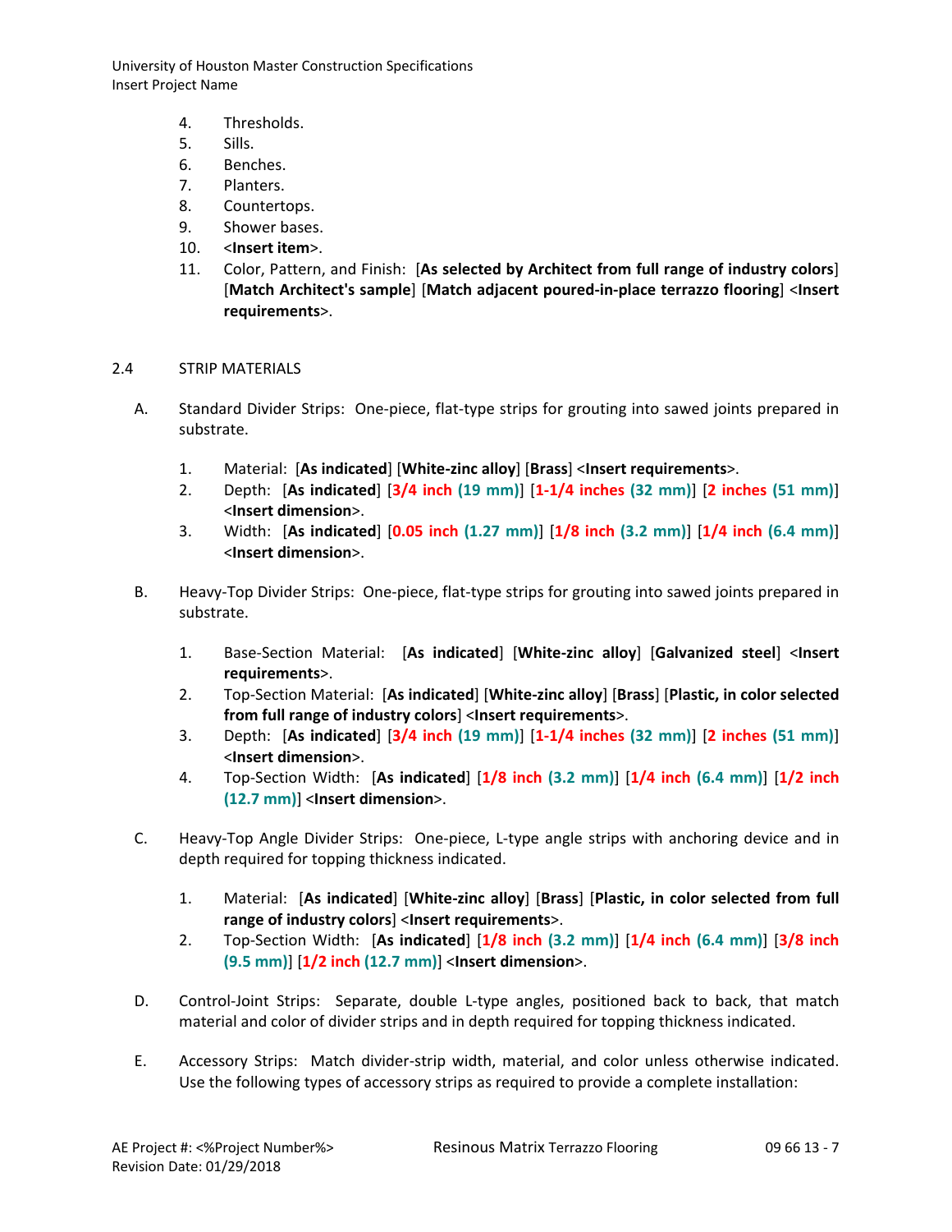4. Thresholds.
5. Sills.
6. Benches.
7. Planters.
8. Countertops.
9. Shower bases.
10. <**Insert item**>.
11. Color, Pattern, and Finish: [**As selected by Architect from full range of industry colors**] [**Match Architect's sample**] [**Match adjacent poured-in-place terrazzo flooring**] <**Insert requirements**>.

2.4 STRIP MATERIALS

A. Standard Divider Strips: One-piece, flat-type strips for grouting into sawed joints prepared in substrate.

   1. Material: [**As indicated**] [**White-zinc alloy**] [**Brass**] <**Insert requirements**>.
   2. Depth: [**As indicated**] [**3/4 inch (19 mm)**] [**1-1/4 inches (32 mm)**] [**2 inches (51 mm)**] <**Insert dimension**>.
   3. Width: [**As indicated**] [**0.05 inch (1.27 mm)**] [**1/8 inch (3.2 mm)**] [**1/4 inch (6.4 mm)**] <**Insert dimension**>.

B. Heavy-Top Divider Strips: One-piece, flat-type strips for grouting into sawed joints prepared in substrate.

   1. Base-Section Material: [**As indicated**] [**White-zinc alloy**] [**Galvanized steel**] <**Insert requirements**>.
   2. Top-Section Material: [**As indicated**] [**White-zinc alloy**] [**Brass**] [**Plastic, in color selected from full range of industry colors**] <**Insert requirements**>.
   3. Depth: [**As indicated**] [**3/4 inch (19 mm)**] [**1-1/4 inches (32 mm)**] [**2 inches (51 mm)**] <**Insert dimension**>.
   4. Top-Section Width: [**As indicated**] [**1/8 inch (3.2 mm)**] [**1/4 inch (6.4 mm)**] [**1/2 inch (12.7 mm)**] <**Insert dimension**>.

C. Heavy-Top Angle Divider Strips: One-piece, L-type angle strips with anchoring device and in depth required for topping thickness indicated.

   1. Material: [**As indicated**] [**White-zinc alloy**] [**Brass**] [**Plastic, in color selected from full range of industry colors**] <**Insert requirements**>.
   2. Top-Section Width: [**As indicated**] [**1/8 inch (3.2 mm)**] [**1/4 inch (6.4 mm)**] [**3/8 inch (9.5 mm)**] [**1/2 inch (12.7 mm)**] <**Insert dimension**>.

D. Control-Joint Strips: Separate, double L-type angles, positioned back to back, that match material and color of divider strips and in depth required for topping thickness indicated.

E. Accessory Strips: Match divider-strip width, material, and color unless otherwise indicated. Use the following types of accessory strips as required to provide a complete installation: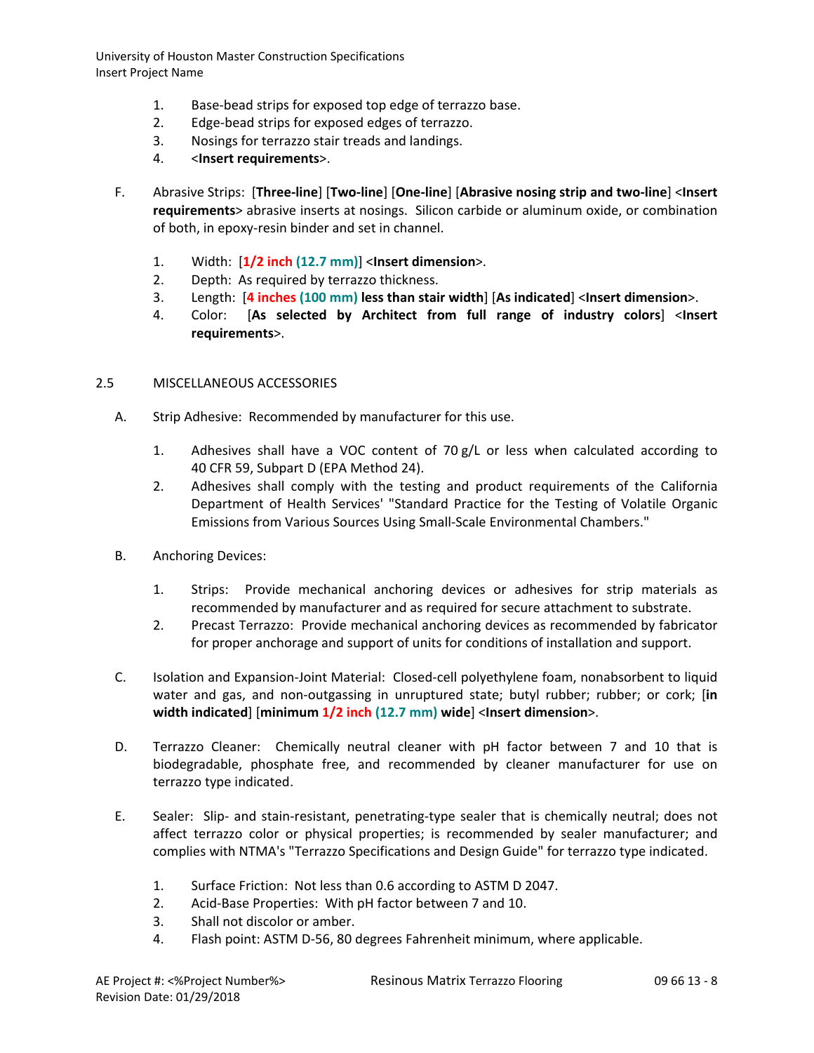1. Base-bead strips for exposed top edge of terrazzo base.
2. Edge-bead strips for exposed edges of terrazzo.
3. Nosings for terrazzo stair treads and landings.
4. <**Insert requirements**>.

F. Abrasive Strips: [**Three-line**] [**Two-line**] [**One-line**] [**Abrasive nosing strip and two-line**] <**Insert requirements**> abrasive inserts at nosings. Silicon carbide or aluminum oxide, or combination of both, in epoxy-resin binder and set in channel.

1. Width: [**1/2 inch (12.7 mm)**] <**Insert dimension**>.
2. Depth: As required by terrazzo thickness.
3. Length: [**4 inches (100 mm) less than stair width**] [**As indicated**] <**Insert dimension**>.
4. Color: [**As selected by Architect from full range of industry colors**] <**Insert requirements**>.

## 2.5 MISCELLANEOUS ACCESSORIES

A. Strip Adhesive: Recommended by manufacturer for this use.

1. Adhesives shall have a VOC content of 70 g/L or less when calculated according to 40 CFR 59, Subpart D (EPA Method 24).
2. Adhesives shall comply with the testing and product requirements of the California Department of Health Services' "Standard Practice for the Testing of Volatile Organic Emissions from Various Sources Using Small-Scale Environmental Chambers."

B. Anchoring Devices:

1. Strips: Provide mechanical anchoring devices or adhesives for strip materials as recommended by manufacturer and as required for secure attachment to substrate.
2. Precast Terrazzo: Provide mechanical anchoring devices as recommended by fabricator for proper anchorage and support of units for conditions of installation and support.

C. Isolation and Expansion-Joint Material: Closed-cell polyethylene foam, nonabsorbent to liquid water and gas, and non-outgassing in unruptured state; butyl rubber; rubber; or cork; [**in width indicated**] [**minimum 1/2 inch (12.7 mm) wide**] <**Insert dimension**>.

D. Terrazzo Cleaner: Chemically neutral cleaner with pH factor between 7 and 10 that is biodegradable, phosphate free, and recommended by cleaner manufacturer for use on terrazzo type indicated.

E. Sealer: Slip- and stain-resistant, penetrating-type sealer that is chemically neutral; does not affect terrazzo color or physical properties; is recommended by sealer manufacturer; and complies with NTMA's "Terrazzo Specifications and Design Guide" for terrazzo type indicated.

1. Surface Friction: Not less than 0.6 according to ASTM D 2047.
2. Acid-Base Properties: With pH factor between 7 and 10.
3. Shall not discolor or amber.
4. Flash point: ASTM D-56, 80 degrees Fahrenheit minimum, where applicable.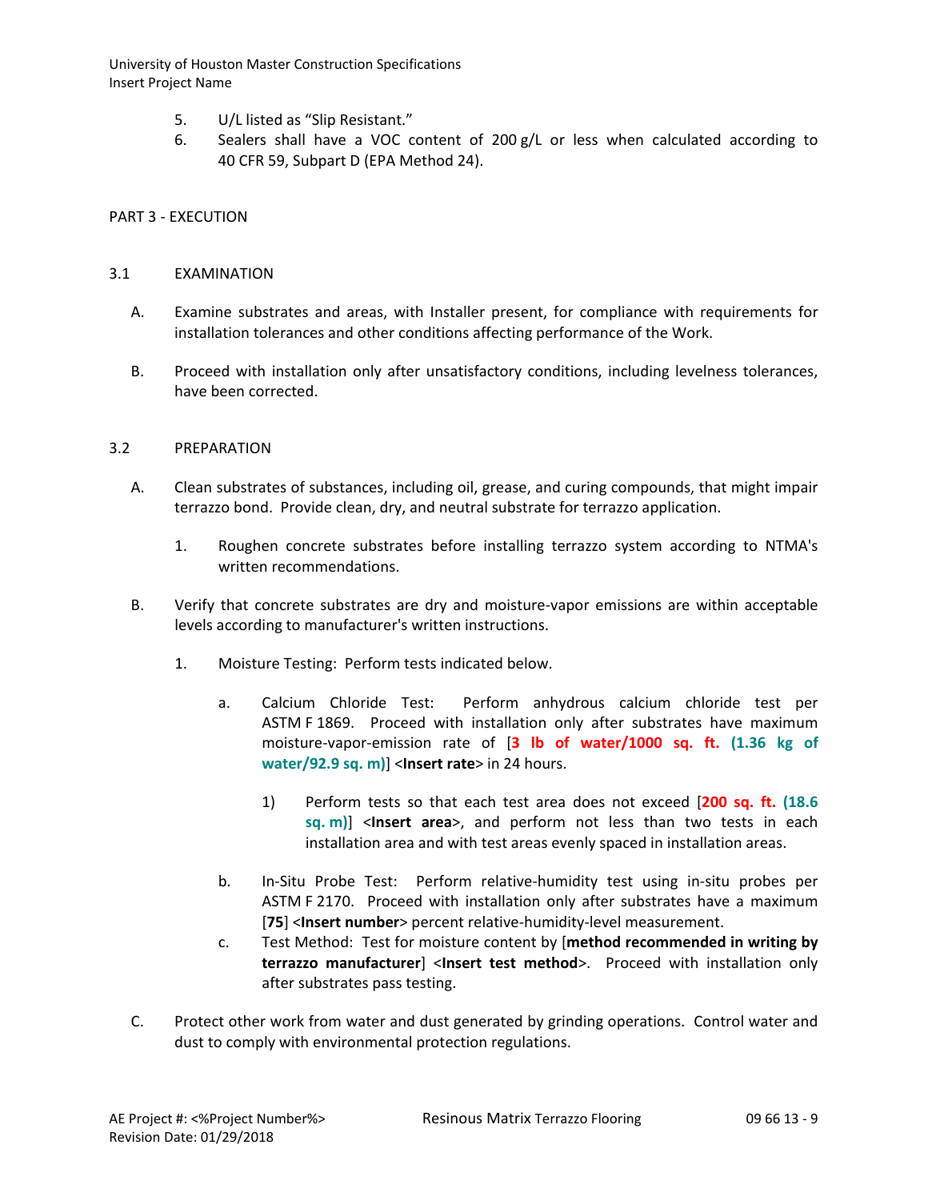5. U/L listed as "Slip Resistant."
6. Sealers shall have a VOC content of 200 g/L or less when calculated according to 40 CFR 59, Subpart D (EPA Method 24).

## PART 3 - EXECUTION

### 3.1 EXAMINATION

A. Examine substrates and areas, with Installer present, for compliance with requirements for installation tolerances and other conditions affecting performance of the Work.

B. Proceed with installation only after unsatisfactory conditions, including levelness tolerances, have been corrected.

### 3.2 PREPARATION

A. Clean substrates of substances, including oil, grease, and curing compounds, that might impair terrazzo bond. Provide clean, dry, and neutral substrate for terrazzo application.

1. Roughen concrete substrates before installing terrazzo system according to NTMA's written recommendations.

B. Verify that concrete substrates are dry and moisture-vapor emissions are within acceptable levels according to manufacturer's written instructions.

1. Moisture Testing: Perform tests indicated below.

   a. Calcium Chloride Test: Perform anhydrous calcium chloride test per ASTM F 1869. Proceed with installation only after substrates have maximum moisture-vapor-emission rate of [**3 lb of water/1000 sq. ft. (1.36 kg of water/92.9 sq. m)**] <**Insert rate**> in 24 hours.

      1) Perform tests so that each test area does not exceed [**200 sq. ft. (18.6 sq. m)**] <**Insert area**>, and perform not less than two tests in each installation area and with test areas evenly spaced in installation areas.

   b. In-Situ Probe Test: Perform relative-humidity test using in-situ probes per ASTM F 2170. Proceed with installation only after substrates have a maximum [**75**] <**Insert number**> percent relative-humidity-level measurement.

   c. Test Method: Test for moisture content by [**method recommended in writing by terrazzo manufacturer**] <**Insert test method**>. Proceed with installation only after substrates pass testing.

C. Protect other work from water and dust generated by grinding operations. Control water and dust to comply with environmental protection regulations.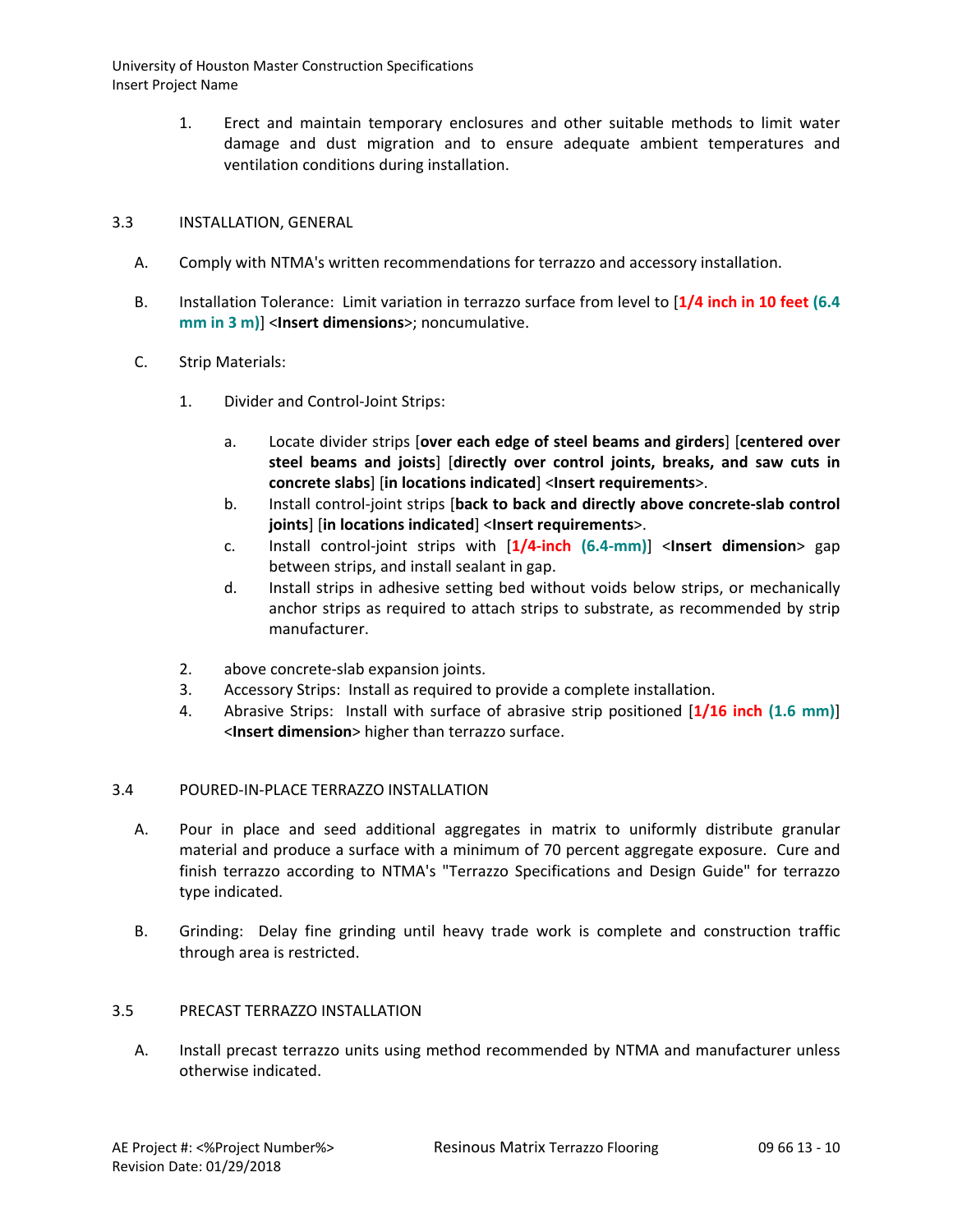1. Erect and maintain temporary enclosures and other suitable methods to limit water damage and dust migration and to ensure adequate ambient temperatures and ventilation conditions during installation.

## 3.3 INSTALLATION, GENERAL

A. Comply with NTMA's written recommendations for terrazzo and accessory installation.

B. Installation Tolerance: Limit variation in terrazzo surface from level to [**1/4 inch in 10 feet (6.4 mm in 3 m)**] <**Insert dimensions**>; noncumulative.

C. Strip Materials:

1. Divider and Control-Joint Strips:

   a. Locate divider strips [**over each edge of steel beams and girders**] [**centered over steel beams and joists**] [**directly over control joints, breaks, and saw cuts in concrete slabs**] [**in locations indicated**] <**Insert requirements**>.

   b. Install control-joint strips [**back to back and directly above concrete-slab control joints**] [**in locations indicated**] <**Insert requirements**>.

   c. Install control-joint strips with [**1/4-inch (6.4-mm)**] <**Insert dimension**> gap between strips, and install sealant in gap.

   d. Install strips in adhesive setting bed without voids below strips, or mechanically anchor strips as required to attach strips to substrate, as recommended by strip manufacturer.

2. above concrete-slab expansion joints.

3. Accessory Strips: Install as required to provide a complete installation.

4. Abrasive Strips: Install with surface of abrasive strip positioned [**1/16 inch (1.6 mm)**] <**Insert dimension**> higher than terrazzo surface.

## 3.4 POURED-IN-PLACE TERRAZZO INSTALLATION

A. Pour in place and seed additional aggregates in matrix to uniformly distribute granular material and produce a surface with a minimum of 70 percent aggregate exposure. Cure and finish terrazzo according to NTMA's "Terrazzo Specifications and Design Guide" for terrazzo type indicated.

B. Grinding: Delay fine grinding until heavy trade work is complete and construction traffic through area is restricted.

## 3.5 PRECAST TERRAZZO INSTALLATION

A. Install precast terrazzo units using method recommended by NTMA and manufacturer unless otherwise indicated.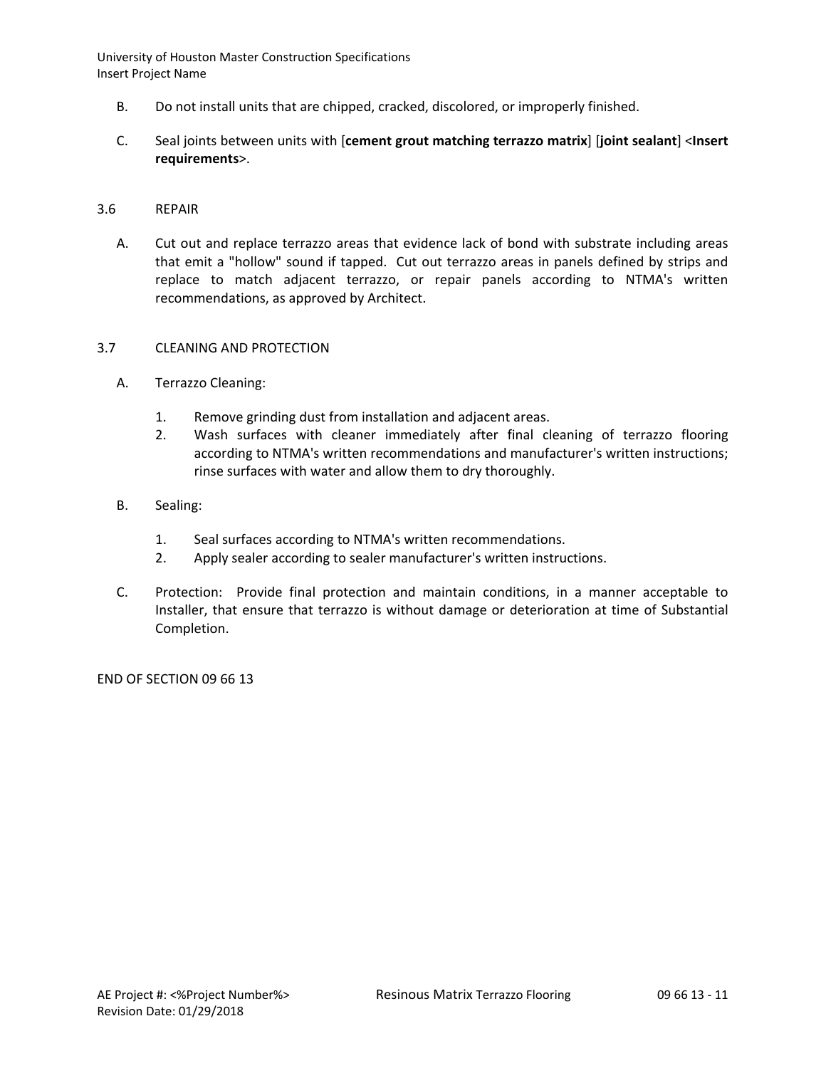B. Do not install units that are chipped, cracked, discolored, or improperly finished.

C. Seal joints between units with [**cement grout matching terrazzo matrix**] [**joint sealant**] <**Insert requirements**>.

## 3.6 REPAIR

A. Cut out and replace terrazzo areas that evidence lack of bond with substrate including areas that emit a "hollow" sound if tapped. Cut out terrazzo areas in panels defined by strips and replace to match adjacent terrazzo, or repair panels according to NTMA's written recommendations, as approved by Architect.

## 3.7 CLEANING AND PROTECTION

A. Terrazzo Cleaning:

1. Remove grinding dust from installation and adjacent areas.
2. Wash surfaces with cleaner immediately after final cleaning of terrazzo flooring according to NTMA's written recommendations and manufacturer's written instructions; rinse surfaces with water and allow them to dry thoroughly.

B. Sealing:

1. Seal surfaces according to NTMA's written recommendations.
2. Apply sealer according to sealer manufacturer's written instructions.

C. Protection: Provide final protection and maintain conditions, in a manner acceptable to Installer, that ensure that terrazzo is without damage or deterioration at time of Substantial Completion.

END OF SECTION 09 66 13